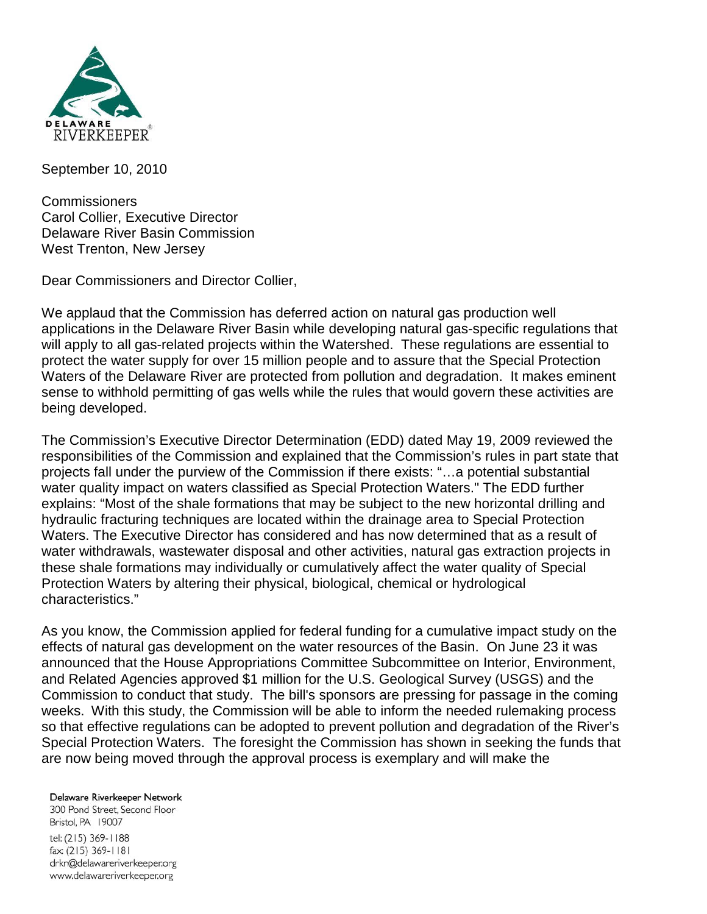DELAWARE RIVERKEEPER®

September 10, 2010

Commissioners
Carol Collier, Executive Director
Delaware River Basin Commission
West Trenton, New Jersey

Dear Commissioners and Director Collier,

We applaud that the Commission has deferred action on natural gas production well applications in the Delaware River Basin while developing natural gas-specific regulations that will apply to all gas-related projects within the Watershed. These regulations are essential to protect the water supply for over 15 million people and to assure that the Special Protection Waters of the Delaware River are protected from pollution and degradation. It makes eminent sense to withhold permitting of gas wells while the rules that would govern these activities are being developed.

The Commission's Executive Director Determination (EDD) dated May 19, 2009 reviewed the responsibilities of the Commission and explained that the Commission's rules in part state that projects fall under the purview of the Commission if there exists: "…a potential substantial water quality impact on waters classified as Special Protection Waters." The EDD further explains: "Most of the shale formations that may be subject to the new horizontal drilling and hydraulic fracturing techniques are located within the drainage area to Special Protection Waters. The Executive Director has considered and has now determined that as a result of water withdrawals, wastewater disposal and other activities, natural gas extraction projects in these shale formations may individually or cumulatively affect the water quality of Special Protection Waters by altering their physical, biological, chemical or hydrological characteristics."

As you know, the Commission applied for federal funding for a cumulative impact study on the effects of natural gas development on the water resources of the Basin. On June 23 it was announced that the House Appropriations Committee Subcommittee on Interior, Environment, and Related Agencies approved $1 million for the U.S. Geological Survey (USGS) and the Commission to conduct that study. The bill's sponsors are pressing for passage in the coming weeks. With this study, the Commission will be able to inform the needed rulemaking process so that effective regulations can be adopted to prevent pollution and degradation of the River's Special Protection Waters. The foresight the Commission has shown in seeking the funds that are now being moved through the approval process is exemplary and will make the

Delaware Riverkeeper Network
300 Pond Street, Second Floor
Bristol, PA 19007
tel: (215) 369-1188
fax: (215) 369-1181
drkn@delawareriverkeeper.org
www.delawareriverkeeper.org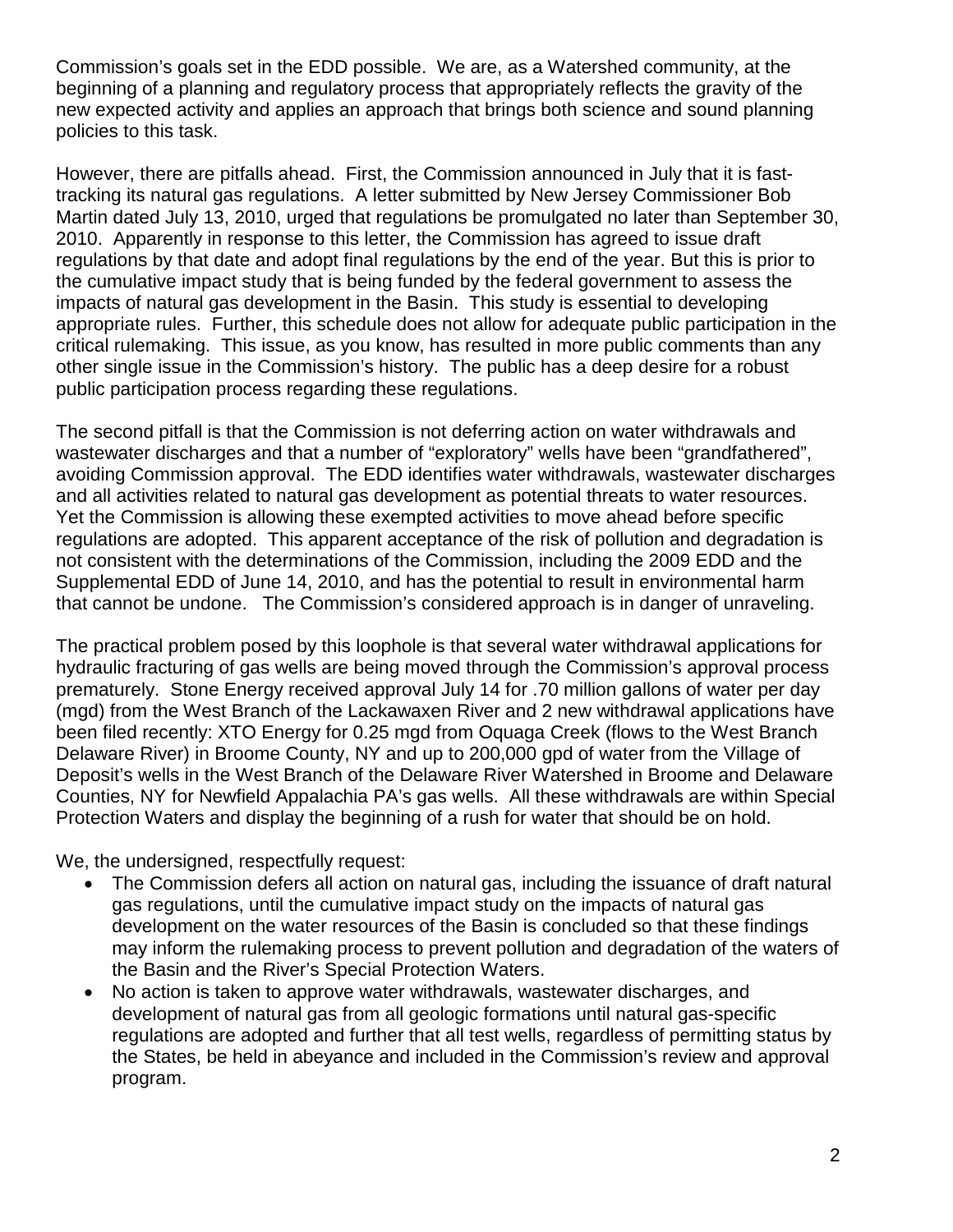Commission's goals set in the EDD possible. We are, as a Watershed community, at the beginning of a planning and regulatory process that appropriately reflects the gravity of the new expected activity and applies an approach that brings both science and sound planning policies to this task.

However, there are pitfalls ahead. First, the Commission announced in July that it is fast-tracking its natural gas regulations. A letter submitted by New Jersey Commissioner Bob Martin dated July 13, 2010, urged that regulations be promulgated no later than September 30, 2010. Apparently in response to this letter, the Commission has agreed to issue draft regulations by that date and adopt final regulations by the end of the year. But this is prior to the cumulative impact study that is being funded by the federal government to assess the impacts of natural gas development in the Basin. This study is essential to developing appropriate rules. Further, this schedule does not allow for adequate public participation in the critical rulemaking. This issue, as you know, has resulted in more public comments than any other single issue in the Commission's history. The public has a deep desire for a robust public participation process regarding these regulations.

The second pitfall is that the Commission is not deferring action on water withdrawals and wastewater discharges and that a number of "exploratory" wells have been "grandfathered", avoiding Commission approval. The EDD identifies water withdrawals, wastewater discharges and all activities related to natural gas development as potential threats to water resources. Yet the Commission is allowing these exempted activities to move ahead before specific regulations are adopted. This apparent acceptance of the risk of pollution and degradation is not consistent with the determinations of the Commission, including the 2009 EDD and the Supplemental EDD of June 14, 2010, and has the potential to result in environmental harm that cannot be undone. The Commission's considered approach is in danger of unraveling.

The practical problem posed by this loophole is that several water withdrawal applications for hydraulic fracturing of gas wells are being moved through the Commission's approval process prematurely. Stone Energy received approval July 14 for .70 million gallons of water per day (mgd) from the West Branch of the Lackawaxen River and 2 new withdrawal applications have been filed recently: XTO Energy for 0.25 mgd from Oquaga Creek (flows to the West Branch Delaware River) in Broome County, NY and up to 200,000 gpd of water from the Village of Deposit's wells in the West Branch of the Delaware River Watershed in Broome and Delaware Counties, NY for Newfield Appalachia PA's gas wells. All these withdrawals are within Special Protection Waters and display the beginning of a rush for water that should be on hold.

We, the undersigned, respectfully request:

- The Commission defers all action on natural gas, including the issuance of draft natural gas regulations, until the cumulative impact study on the impacts of natural gas development on the water resources of the Basin is concluded so that these findings may inform the rulemaking process to prevent pollution and degradation of the waters of the Basin and the River's Special Protection Waters.
- No action is taken to approve water withdrawals, wastewater discharges, and development of natural gas from all geologic formations until natural gas-specific regulations are adopted and further that all test wells, regardless of permitting status by the States, be held in abeyance and included in the Commission's review and approval program.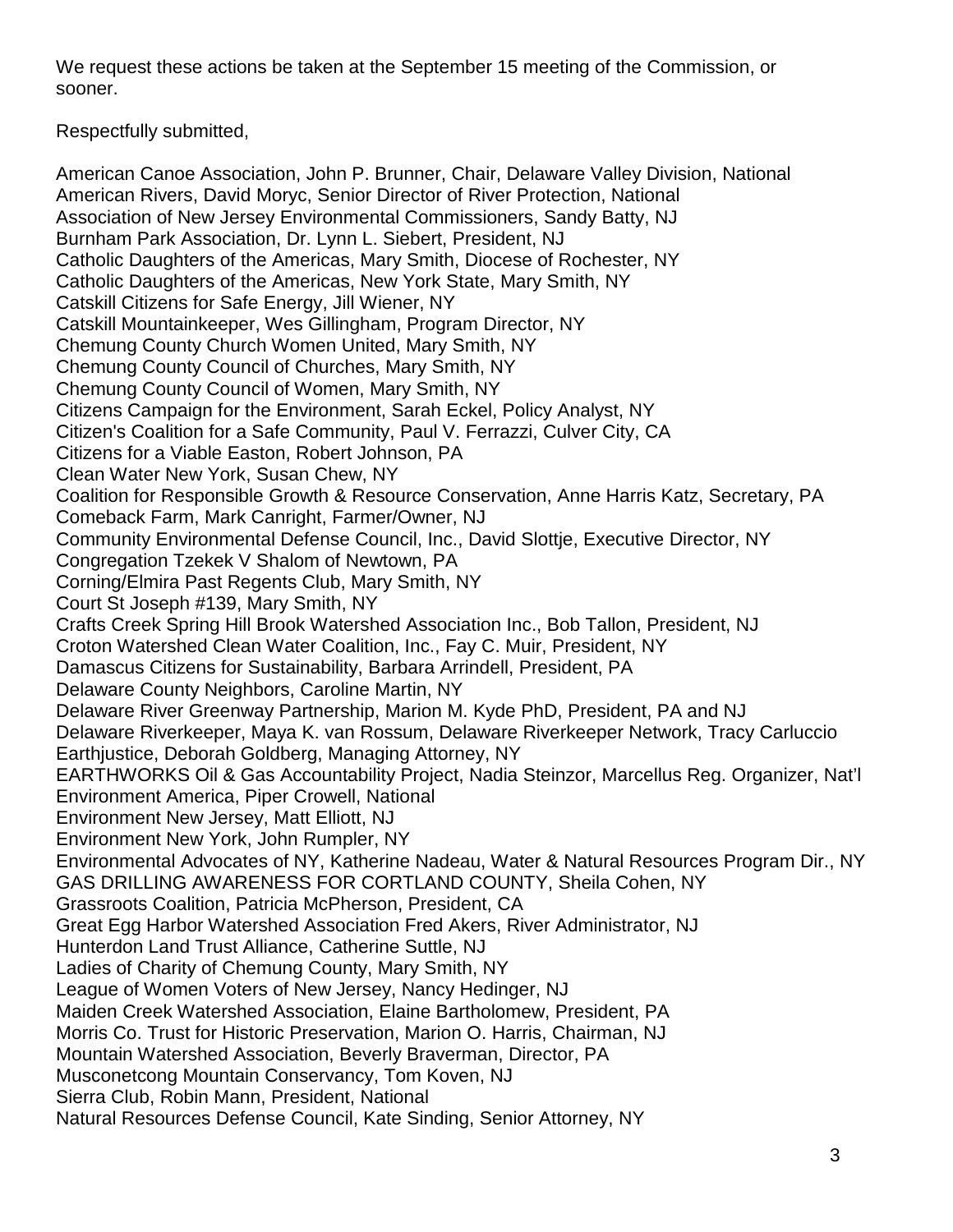We request these actions be taken at the September 15 meeting of the Commission, or sooner.

Respectfully submitted,

American Canoe Association, John P. Brunner, Chair, Delaware Valley Division, National
American Rivers, David Moryc, Senior Director of River Protection, National
Association of New Jersey Environmental Commissioners, Sandy Batty, NJ
Burnham Park Association, Dr. Lynn L. Siebert, President, NJ
Catholic Daughters of the Americas, Mary Smith, Diocese of Rochester, NY
Catholic Daughters of the Americas, New York State, Mary Smith, NY
Catskill Citizens for Safe Energy, Jill Wiener, NY
Catskill Mountainkeeper, Wes Gillingham, Program Director, NY
Chemung County Church Women United, Mary Smith, NY
Chemung County Council of Churches, Mary Smith, NY
Chemung County Council of Women, Mary Smith, NY
Citizens Campaign for the Environment, Sarah Eckel, Policy Analyst, NY
Citizen's Coalition for a Safe Community, Paul V. Ferrazzi, Culver City, CA
Citizens for a Viable Easton, Robert Johnson, PA
Clean Water New York, Susan Chew, NY
Coalition for Responsible Growth & Resource Conservation, Anne Harris Katz, Secretary, PA
Comeback Farm, Mark Canright, Farmer/Owner, NJ
Community Environmental Defense Council, Inc., David Slottje, Executive Director, NY
Congregation Tzekek V Shalom of Newtown, PA
Corning/Elmira Past Regents Club, Mary Smith, NY
Court St Joseph #139, Mary Smith, NY
Crafts Creek Spring Hill Brook Watershed Association Inc., Bob Tallon, President, NJ
Croton Watershed Clean Water Coalition, Inc., Fay C. Muir, President, NY
Damascus Citizens for Sustainability, Barbara Arrindell, President, PA
Delaware County Neighbors, Caroline Martin, NY
Delaware River Greenway Partnership, Marion M. Kyde PhD, President, PA and NJ
Delaware Riverkeeper, Maya K. van Rossum, Delaware Riverkeeper Network, Tracy Carluccio
Earthjustice, Deborah Goldberg, Managing Attorney, NY
EARTHWORKS Oil & Gas Accountability Project, Nadia Steinzor, Marcellus Reg. Organizer, Nat'l
Environment America, Piper Crowell, National
Environment New Jersey, Matt Elliott, NJ
Environment New York, John Rumpler, NY
Environmental Advocates of NY, Katherine Nadeau, Water & Natural Resources Program Dir., NY
GAS DRILLING AWARENESS FOR CORTLAND COUNTY, Sheila Cohen, NY
Grassroots Coalition, Patricia McPherson, President, CA
Great Egg Harbor Watershed Association Fred Akers, River Administrator, NJ
Hunterdon Land Trust Alliance, Catherine Suttle, NJ
Ladies of Charity of Chemung County, Mary Smith, NY
League of Women Voters of New Jersey, Nancy Hedinger, NJ
Maiden Creek Watershed Association, Elaine Bartholomew, President, PA
Morris Co. Trust for Historic Preservation, Marion O. Harris, Chairman, NJ
Mountain Watershed Association, Beverly Braverman, Director, PA
Musconetcong Mountain Conservancy, Tom Koven, NJ
Sierra Club, Robin Mann, President, National
Natural Resources Defense Council, Kate Sinding, Senior Attorney, NY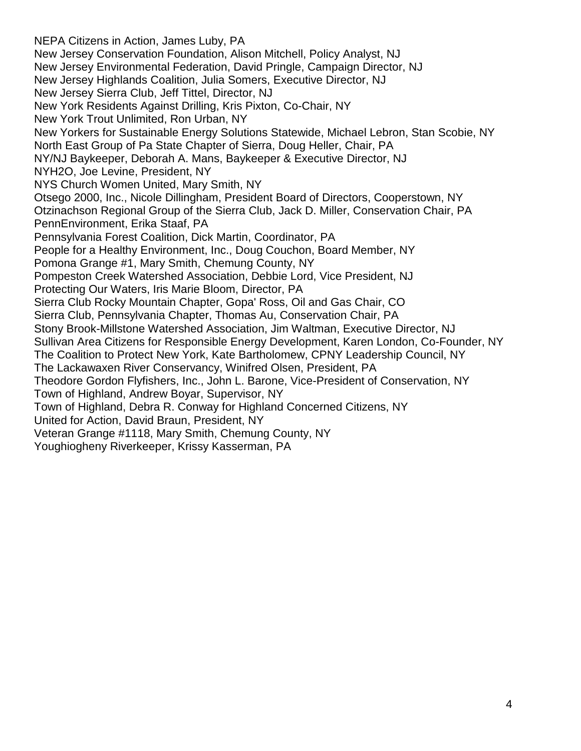NEPA Citizens in Action, James Luby, PA
New Jersey Conservation Foundation, Alison Mitchell, Policy Analyst, NJ
New Jersey Environmental Federation, David Pringle, Campaign Director, NJ
New Jersey Highlands Coalition, Julia Somers, Executive Director, NJ
New Jersey Sierra Club, Jeff Tittel, Director, NJ
New York Residents Against Drilling, Kris Pixton, Co-Chair, NY
New York Trout Unlimited, Ron Urban, NY
New Yorkers for Sustainable Energy Solutions Statewide, Michael Lebron, Stan Scobie, NY
North East Group of Pa State Chapter of Sierra, Doug Heller, Chair, PA
NY/NJ Baykeeper, Deborah A. Mans, Baykeeper & Executive Director, NJ
NYH2O, Joe Levine, President, NY
NYS Church Women United, Mary Smith, NY
Otsego 2000, Inc., Nicole Dillingham, President Board of Directors, Cooperstown, NY
Otzinachson Regional Group of the Sierra Club, Jack D. Miller, Conservation Chair, PA
PennEnvironment, Erika Staaf, PA
Pennsylvania Forest Coalition, Dick Martin, Coordinator, PA
People for a Healthy Environment, Inc., Doug Couchon, Board Member, NY
Pomona Grange #1, Mary Smith, Chemung County, NY
Pompeston Creek Watershed Association, Debbie Lord, Vice President, NJ
Protecting Our Waters, Iris Marie Bloom, Director, PA
Sierra Club Rocky Mountain Chapter, Gopa' Ross, Oil and Gas Chair, CO
Sierra Club, Pennsylvania Chapter, Thomas Au, Conservation Chair, PA
Stony Brook-Millstone Watershed Association, Jim Waltman, Executive Director, NJ
Sullivan Area Citizens for Responsible Energy Development, Karen London, Co-Founder, NY
The Coalition to Protect New York, Kate Bartholomew, CPNY Leadership Council, NY
The Lackawaxen River Conservancy, Winifred Olsen, President, PA
Theodore Gordon Flyfishers, Inc., John L. Barone, Vice-President of Conservation, NY
Town of Highland, Andrew Boyar, Supervisor, NY
Town of Highland, Debra R. Conway for Highland Concerned Citizens, NY
United for Action, David Braun, President, NY
Veteran Grange #1118, Mary Smith, Chemung County, NY
Youghiogheny Riverkeeper, Krissy Kasserman, PA